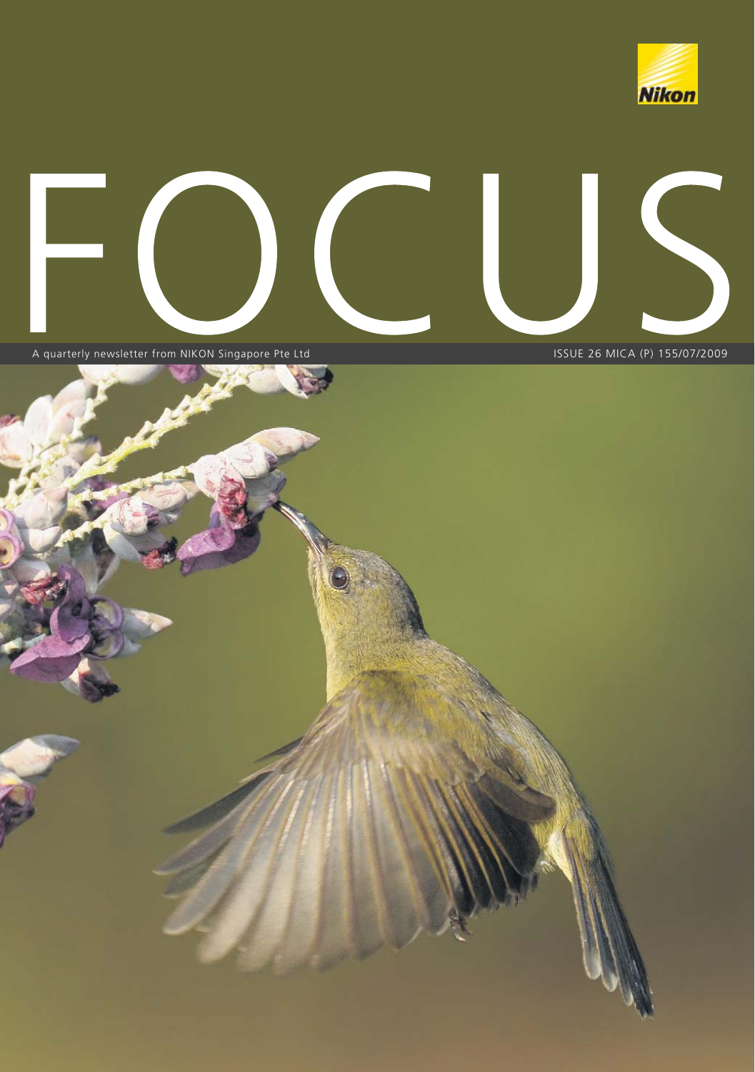Nikon

# FOCUS

A quarterly newsletter from NIKON Singapore Pte Ltd

ISSUE 26 MICA (P) 155/07/2009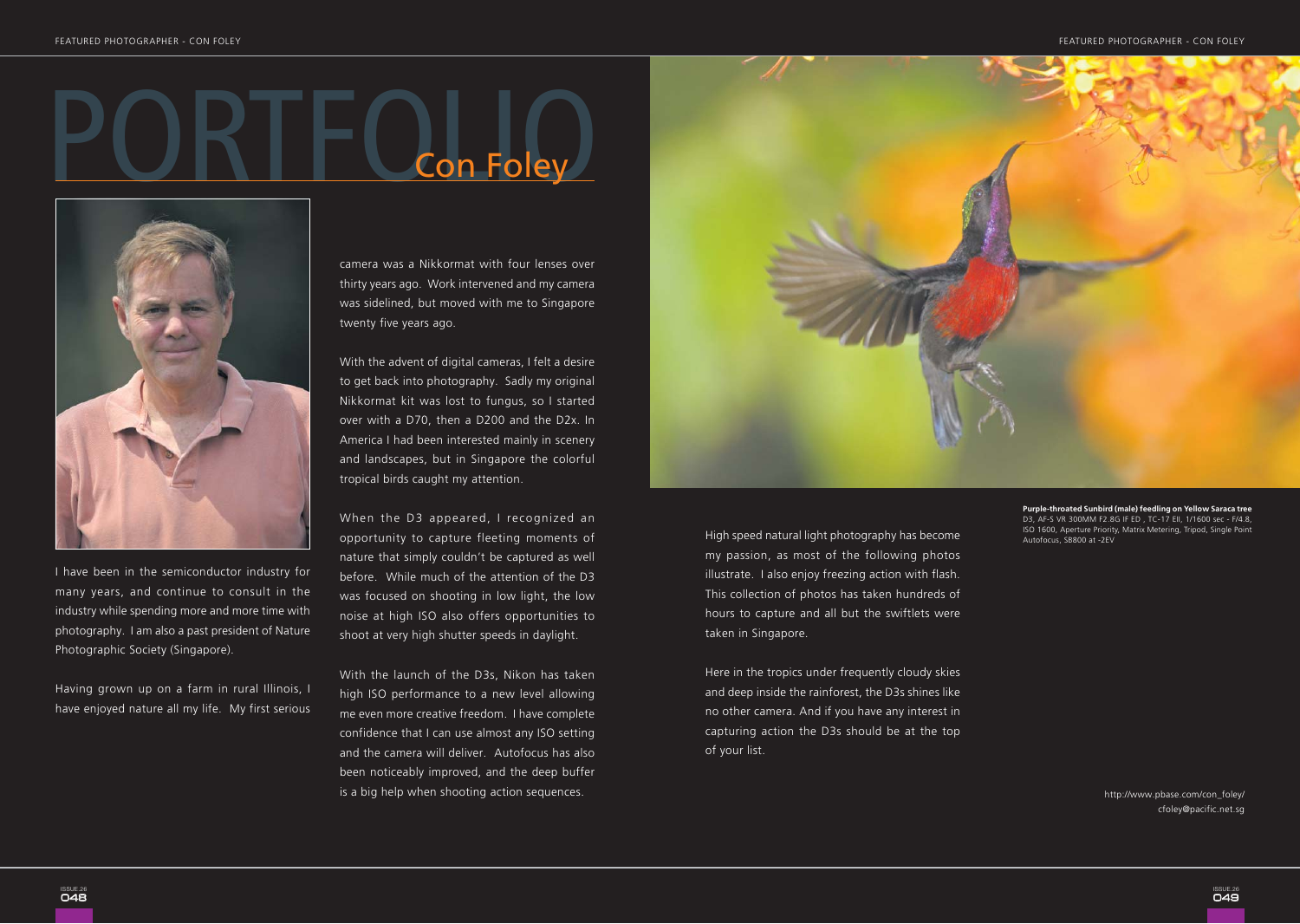# PORTFOLIO

## Con Foley

I have been in the semiconductor industry for many years, and continue to consult in the industry while spending more and more time with photography. I am also a past president of Nature Photographic Society (Singapore).

Having grown up on a farm in rural Illinois, I have enjoyed nature all my life. My first serious camera was a Nikkormat with four lenses over thirty years ago. Work intervened and my camera was sidelined, but moved with me to Singapore twenty five years ago.

With the advent of digital cameras, I felt a desire to get back into photography. Sadly my original Nikkormat kit was lost to fungus, so I started over with a D70, then a D200 and the D2x. In America I had been interested mainly in scenery and landscapes, but in Singapore the colorful tropical birds caught my attention.

When the D3 appeared, I recognized an opportunity to capture fleeting moments of nature that simply couldn't be captured as well before. While much of the attention of the D3 was focused on shooting in low light, the low noise at high ISO also offers opportunities to shoot at very high shutter speeds in daylight.

With the launch of the D3s, Nikon has taken high ISO performance to a new level allowing me even more creative freedom. I have complete confidence that I can use almost any ISO setting and the camera will deliver. Autofocus has also been noticeably improved, and the deep buffer is a big help when shooting action sequences.

High speed natural light photography has become my passion, as most of the following photos illustrate. I also enjoy freezing action with flash. This collection of photos has taken hundreds of hours to capture and all but the swiftlets were taken in Singapore.

Here in the tropics under frequently cloudy skies and deep inside the rainforest, the D3s shines like no other camera. And if you have any interest in capturing action the D3s should be at the top of your list.

**Purple-throated Sunbird (male) feedling on Yellow Saraca tree**
D3, AF-S VR 300MM F2.8G IF ED , TC-17 EII, 1/1600 sec - F/4.8, ISO 1600, Aperture Priority, Matrix Metering, Tripod, Single Point Autofocus, SB800 at -2EV

http://www.pbase.com/con_foley/
cfoley@pacific.net.sg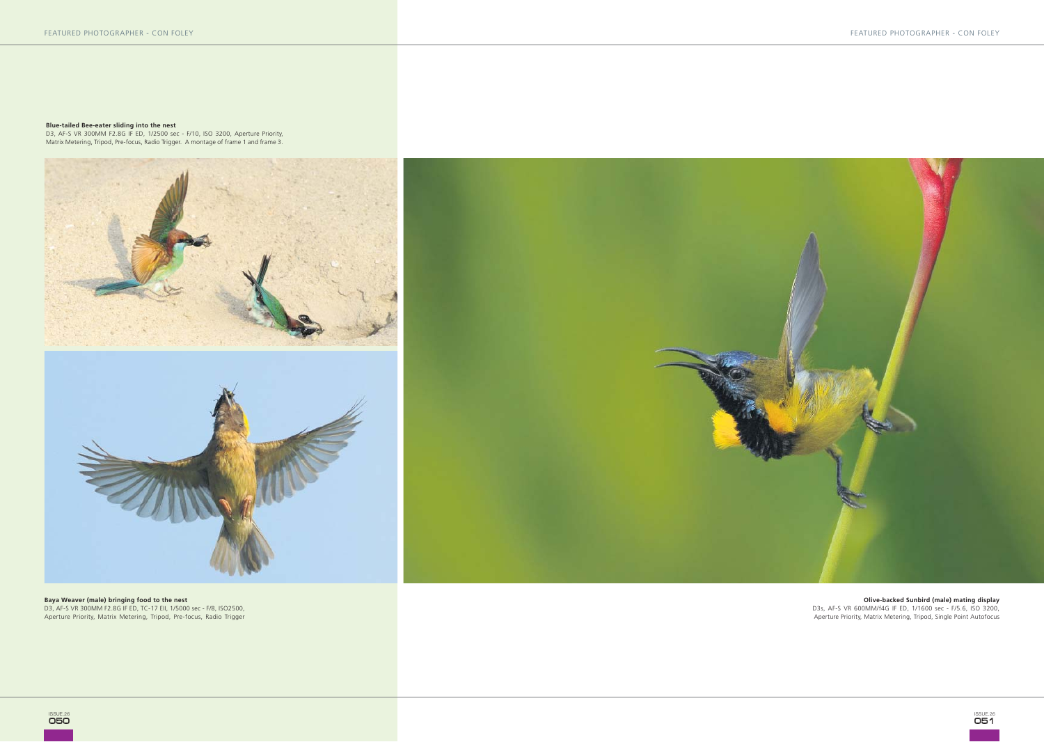**Blue-tailed Bee-eater sliding into the nest**
D3, AF-S VR 300MM F2.8G IF ED, 1/2500 sec - F/10, ISO 3200, Aperture Priority, Matrix Metering, Tripod, Pre-focus, Radio Trigger. A montage of frame 1 and frame 3.

**Baya Weaver (male) bringing food to the nest**
D3, AF-S VR 300MM F2.8G IF ED, TC-17 EII, 1/5000 sec - F/8, ISO2500, Aperture Priority, Matrix Metering, Tripod, Pre-focus, Radio Trigger

**Olive-backed Sunbird (male) mating display**
D3s, AF-S VR 600MM/f4G IF ED, 1/1600 sec - F/5.6, ISO 3200, Aperture Priority, Matrix Metering, Tripod, Single Point Autofocus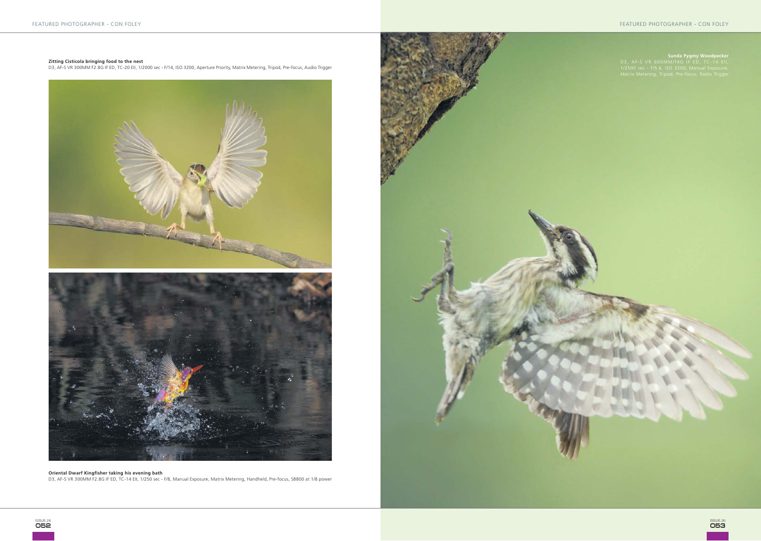**Zitting Cisticola bringing food to the nest**
D3, AF-S VR 300MM F2.8G IF ED, TC-20 EII, 1/2000 sec - F/14, ISO 3200, Aperture Priority, Matrix Metering, Tripod, Pre-focus, Audio Trigger

**Oriental Dwarf Kingfisher taking his evening bath**
D3, AF-S VR 300MM F2.8G IF ED, TC-14 EII, 1/250 sec - F/8, Manual Exposure, Matrix Metering, Handheld, Pre-focus, SB800 at 1/8 power

**Sunda Pygmy Woodpecker**
D3, AF-S VR 600MM/f4G IF ED, TC-14 EII, 1/2500 sec - F/5.6, ISO 3200, Manual Exposure, Matrix Metering, Tripod, Pre-focus, Radio Trigger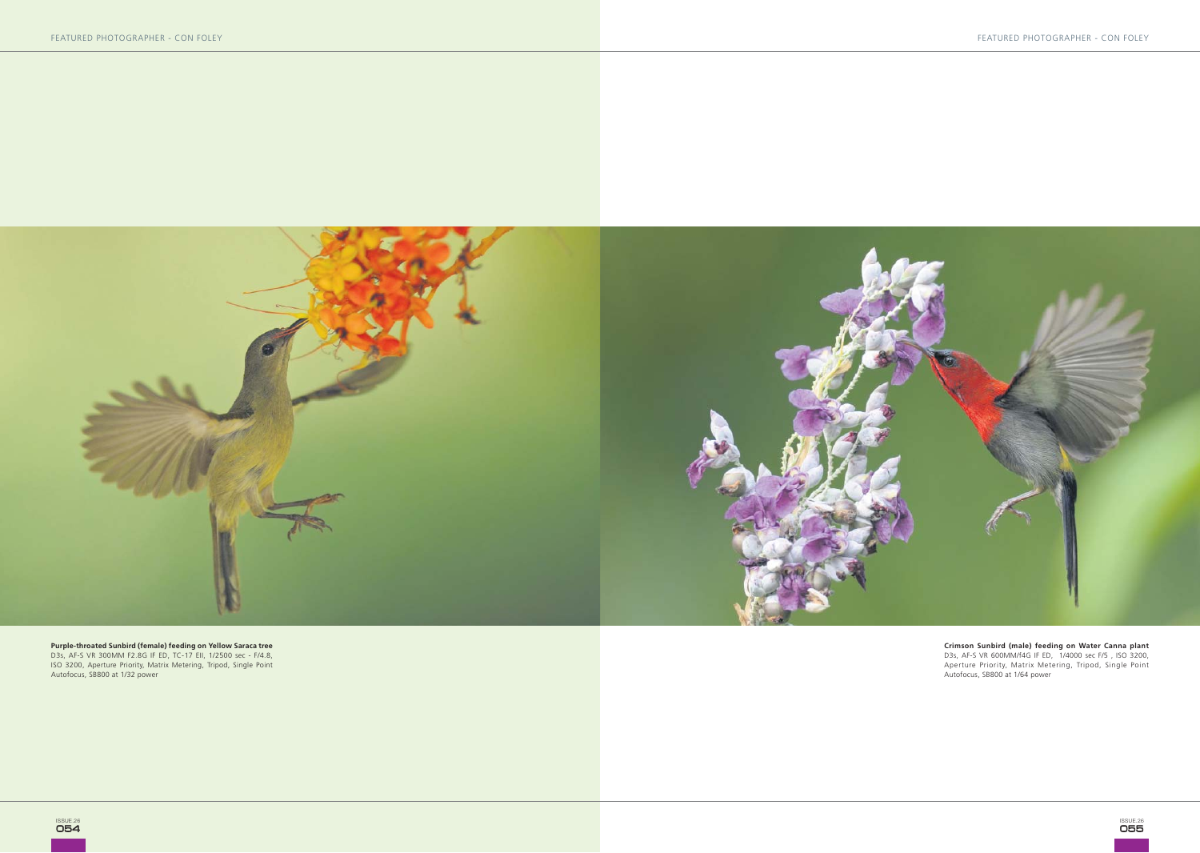**Purple-throated Sunbird (female) feeding on Yellow Saraca tree**
D3s, AF-S VR 300MM F2.8G IF ED, TC-17 EII, 1/2500 sec - F/4.8, ISO 3200, Aperture Priority, Matrix Metering, Tripod, Single Point Autofocus, SB800 at 1/32 power

**Crimson Sunbird (male) feeding on Water Canna plant**
D3s, AF-S VR 600MM/f4G IF ED, 1/4000 sec F/5 , ISO 3200, Aperture Priority, Matrix Metering, Tripod, Single Point Autofocus, SB800 at 1/64 power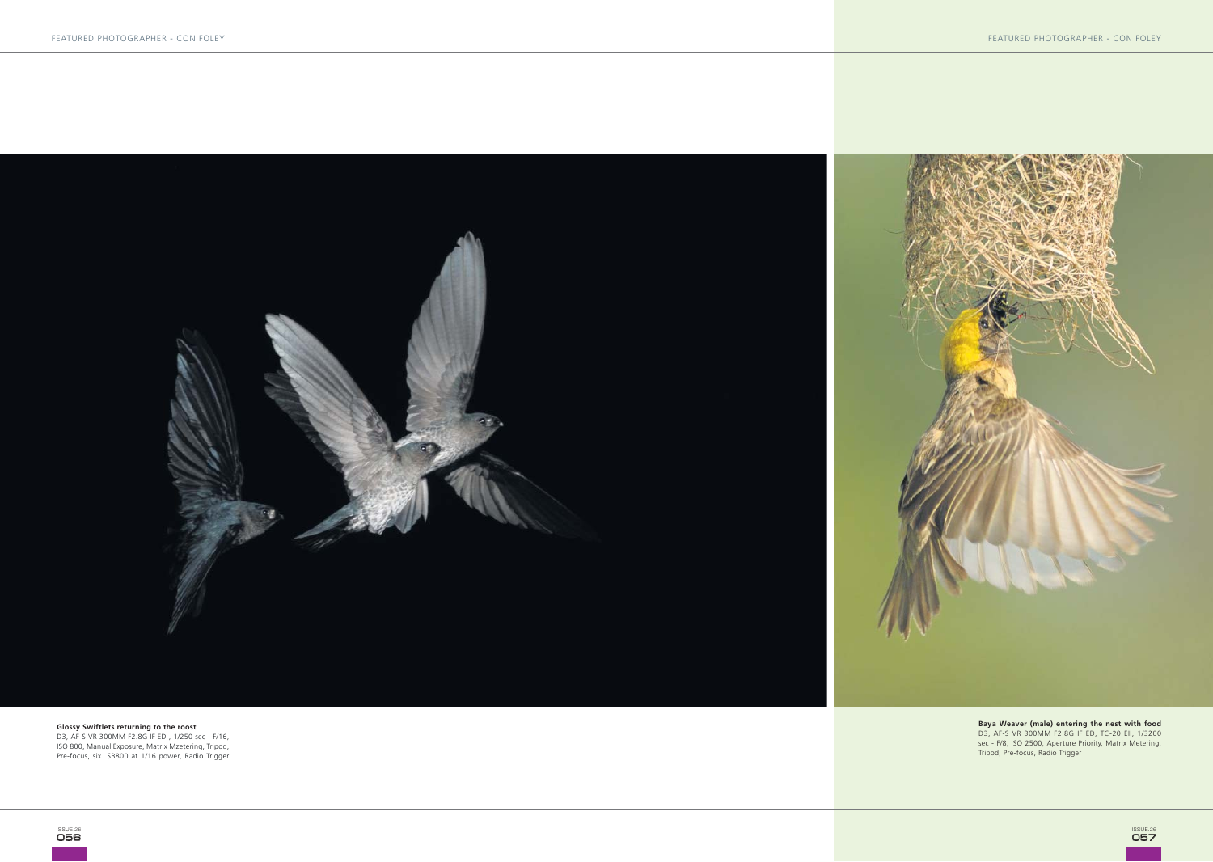**Glossy Swiftlets returning to the roost**
D3, AF-S VR 300MM F2.8G IF ED , 1/250 sec - F/16, ISO 800, Manual Exposure, Matrix Mzetering, Tripod, Pre-focus, six SB800 at 1/16 power, Radio Trigger

**Baya Weaver (male) entering the nest with food**
D3, AF-S VR 300MM F2.8G IF ED, TC-20 EII, 1/3200 sec - F/8, ISO 2500, Aperture Priority, Matrix Metering, Tripod, Pre-focus, Radio Trigger